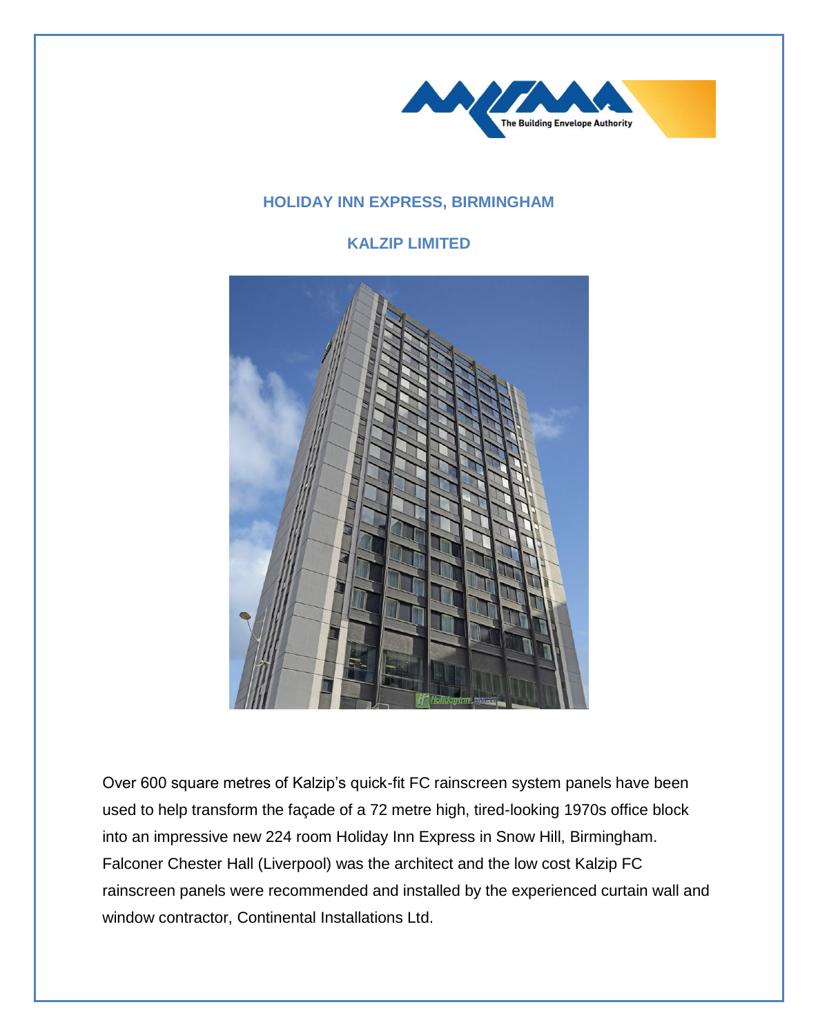# HOLIDAY INN EXPRESS, BIRMINGHAM

## KALZIP LIMITED

Over 600 square metres of Kalzip's quick-fit FC rainscreen system panels have been used to help transform the façade of a 72 metre high, tired-looking 1970s office block into an impressive new 224 room Holiday Inn Express in Snow Hill, Birmingham. Falconer Chester Hall (Liverpool) was the architect and the low cost Kalzip FC rainscreen panels were recommended and installed by the experienced curtain wall and window contractor, Continental Installations Ltd.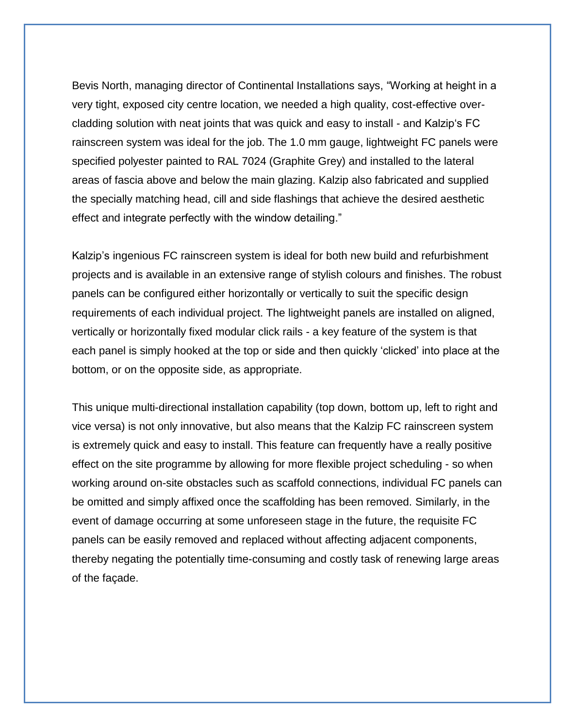Bevis North, managing director of Continental Installations says, "Working at height in a very tight, exposed city centre location, we needed a high quality, cost-effective over-cladding solution with neat joints that was quick and easy to install - and Kalzip's FC rainscreen system was ideal for the job. The 1.0 mm gauge, lightweight FC panels were specified polyester painted to RAL 7024 (Graphite Grey) and installed to the lateral areas of fascia above and below the main glazing. Kalzip also fabricated and supplied the specially matching head, cill and side flashings that achieve the desired aesthetic effect and integrate perfectly with the window detailing."

Kalzip's ingenious FC rainscreen system is ideal for both new build and refurbishment projects and is available in an extensive range of stylish colours and finishes. The robust panels can be configured either horizontally or vertically to suit the specific design requirements of each individual project. The lightweight panels are installed on aligned, vertically or horizontally fixed modular click rails - a key feature of the system is that each panel is simply hooked at the top or side and then quickly 'clicked' into place at the bottom, or on the opposite side, as appropriate.

This unique multi-directional installation capability (top down, bottom up, left to right and vice versa) is not only innovative, but also means that the Kalzip FC rainscreen system is extremely quick and easy to install. This feature can frequently have a really positive effect on the site programme by allowing for more flexible project scheduling - so when working around on-site obstacles such as scaffold connections, individual FC panels can be omitted and simply affixed once the scaffolding has been removed. Similarly, in the event of damage occurring at some unforeseen stage in the future, the requisite FC panels can be easily removed and replaced without affecting adjacent components, thereby negating the potentially time-consuming and costly task of renewing large areas of the façade.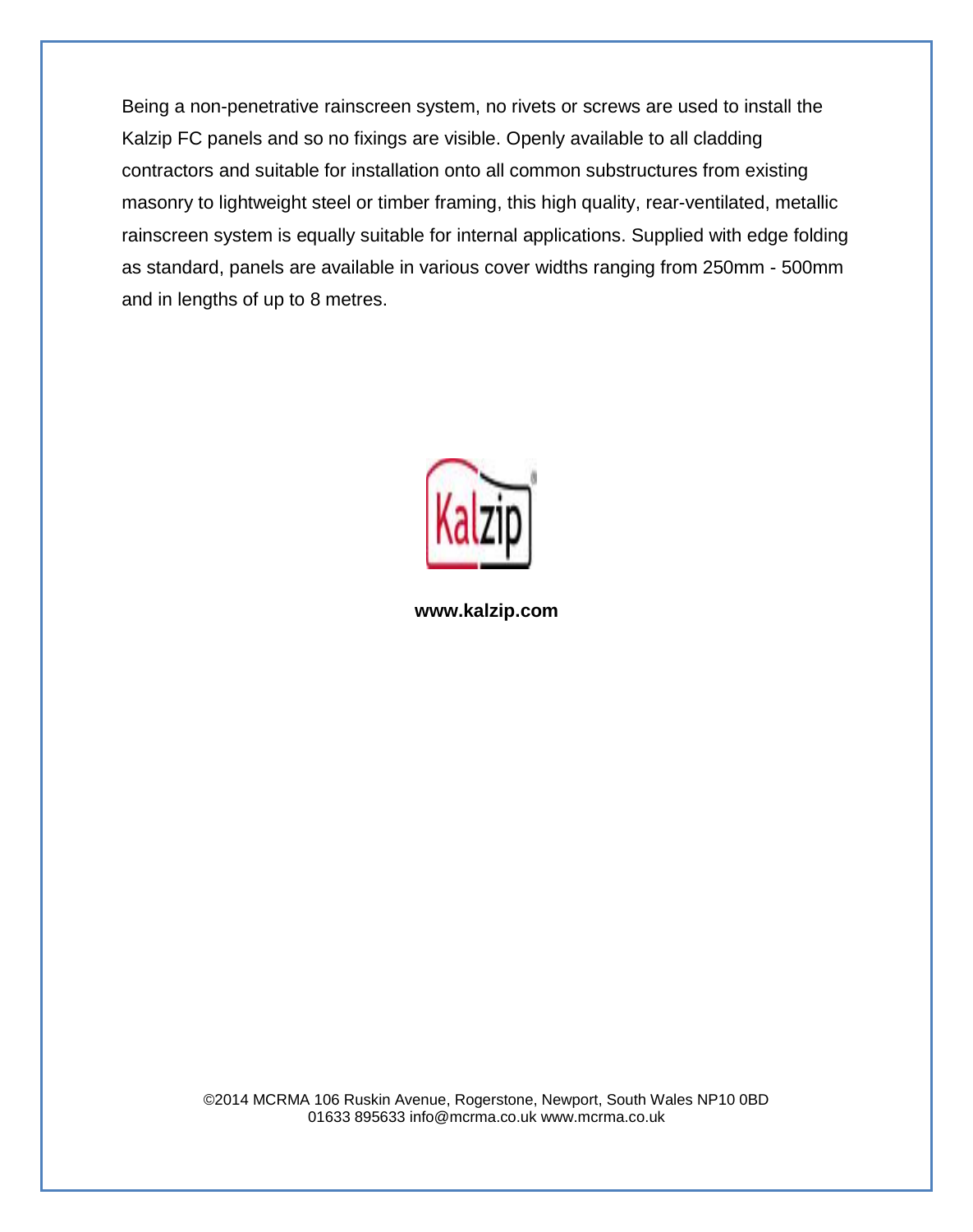Being a non-penetrative rainscreen system, no rivets or screws are used to install the Kalzip FC panels and so no fixings are visible. Openly available to all cladding contractors and suitable for installation onto all common substructures from existing masonry to lightweight steel or timber framing, this high quality, rear-ventilated, metallic rainscreen system is equally suitable for internal applications. Supplied with edge folding as standard, panels are available in various cover widths ranging from 250mm - 500mm and in lengths of up to 8 metres.

Kalzip

**www.kalzip.com**

©2014 MCRMA 106 Ruskin Avenue, Rogerstone, Newport, South Wales NP10 0BD
01633 895633 info@mcrma.co.uk www.mcrma.co.uk